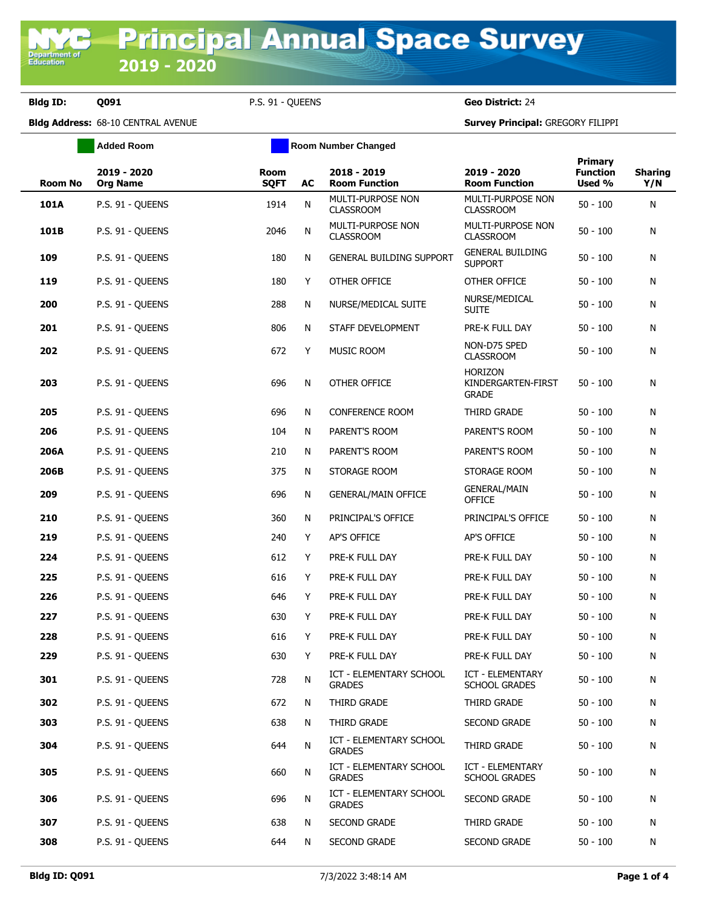# Principal Annual Space Survey

## 2019 - 2020

**Bldg ID:** Q091 P.S. 91 - QUEENS **Geo District:** 24

**Bldg Address:** 68-10 CENTRAL AVENUE **Survey Principal:** GREGORY FILIPPI

Added Room | Room Number Changed

| Room No | 2019 - 2020 Org Name | Room SQFT | AC | 2018 - 2019 Room Function | 2019 - 2020 Room Function | Primary Function Used % | Sharing Y/N |
|---|---|---|---|---|---|---|---|
| **101A** | P.S. 91 - QUEENS | 1914 | N | MULTI-PURPOSE NON CLASSROOM | MULTI-PURPOSE NON CLASSROOM | 50 - 100 | N |
| **101B** | P.S. 91 - QUEENS | 2046 | N | MULTI-PURPOSE NON CLASSROOM | MULTI-PURPOSE NON CLASSROOM | 50 - 100 | N |
| **109** | P.S. 91 - QUEENS | 180 | N | GENERAL BUILDING SUPPORT | GENERAL BUILDING SUPPORT | 50 - 100 | N |
| **119** | P.S. 91 - QUEENS | 180 | Y | OTHER OFFICE | OTHER OFFICE | 50 - 100 | N |
| **200** | P.S. 91 - QUEENS | 288 | N | NURSE/MEDICAL SUITE | NURSE/MEDICAL SUITE | 50 - 100 | N |
| **201** | P.S. 91 - QUEENS | 806 | N | STAFF DEVELOPMENT | PRE-K FULL DAY | 50 - 100 | N |
| **202** | P.S. 91 - QUEENS | 672 | Y | MUSIC ROOM | NON-D75 SPED CLASSROOM | 50 - 100 | N |
| **203** | P.S. 91 - QUEENS | 696 | N | OTHER OFFICE | HORIZON KINDERGARTEN-FIRST GRADE | 50 - 100 | N |
| **205** | P.S. 91 - QUEENS | 696 | N | CONFERENCE ROOM | THIRD GRADE | 50 - 100 | N |
| **206** | P.S. 91 - QUEENS | 104 | N | PARENT'S ROOM | PARENT'S ROOM | 50 - 100 | N |
| **206A** | P.S. 91 - QUEENS | 210 | N | PARENT'S ROOM | PARENT'S ROOM | 50 - 100 | N |
| **206B** | P.S. 91 - QUEENS | 375 | N | STORAGE ROOM | STORAGE ROOM | 50 - 100 | N |
| **209** | P.S. 91 - QUEENS | 696 | N | GENERAL/MAIN OFFICE | GENERAL/MAIN OFFICE | 50 - 100 | N |
| **210** | P.S. 91 - QUEENS | 360 | N | PRINCIPAL'S OFFICE | PRINCIPAL'S OFFICE | 50 - 100 | N |
| **219** | P.S. 91 - QUEENS | 240 | Y | AP'S OFFICE | AP'S OFFICE | 50 - 100 | N |
| **224** | P.S. 91 - QUEENS | 612 | Y | PRE-K FULL DAY | PRE-K FULL DAY | 50 - 100 | N |
| **225** | P.S. 91 - QUEENS | 616 | Y | PRE-K FULL DAY | PRE-K FULL DAY | 50 - 100 | N |
| **226** | P.S. 91 - QUEENS | 646 | Y | PRE-K FULL DAY | PRE-K FULL DAY | 50 - 100 | N |
| **227** | P.S. 91 - QUEENS | 630 | Y | PRE-K FULL DAY | PRE-K FULL DAY | 50 - 100 | N |
| **228** | P.S. 91 - QUEENS | 616 | Y | PRE-K FULL DAY | PRE-K FULL DAY | 50 - 100 | N |
| **229** | P.S. 91 - QUEENS | 630 | Y | PRE-K FULL DAY | PRE-K FULL DAY | 50 - 100 | N |
| **301** | P.S. 91 - QUEENS | 728 | N | ICT - ELEMENTARY SCHOOL GRADES | ICT - ELEMENTARY SCHOOL GRADES | 50 - 100 | N |
| **302** | P.S. 91 - QUEENS | 672 | N | THIRD GRADE | THIRD GRADE | 50 - 100 | N |
| **303** | P.S. 91 - QUEENS | 638 | N | THIRD GRADE | SECOND GRADE | 50 - 100 | N |
| **304** | P.S. 91 - QUEENS | 644 | N | ICT - ELEMENTARY SCHOOL GRADES | THIRD GRADE | 50 - 100 | N |
| **305** | P.S. 91 - QUEENS | 660 | N | ICT - ELEMENTARY SCHOOL GRADES | ICT - ELEMENTARY SCHOOL GRADES | 50 - 100 | N |
| **306** | P.S. 91 - QUEENS | 696 | N | ICT - ELEMENTARY SCHOOL GRADES | SECOND GRADE | 50 - 100 | N |
| **307** | P.S. 91 - QUEENS | 638 | N | SECOND GRADE | THIRD GRADE | 50 - 100 | N |
| **308** | P.S. 91 - QUEENS | 644 | N | SECOND GRADE | SECOND GRADE | 50 - 100 | N |

**Bldg ID: Q091** 7/3/2022 3:48:14 AM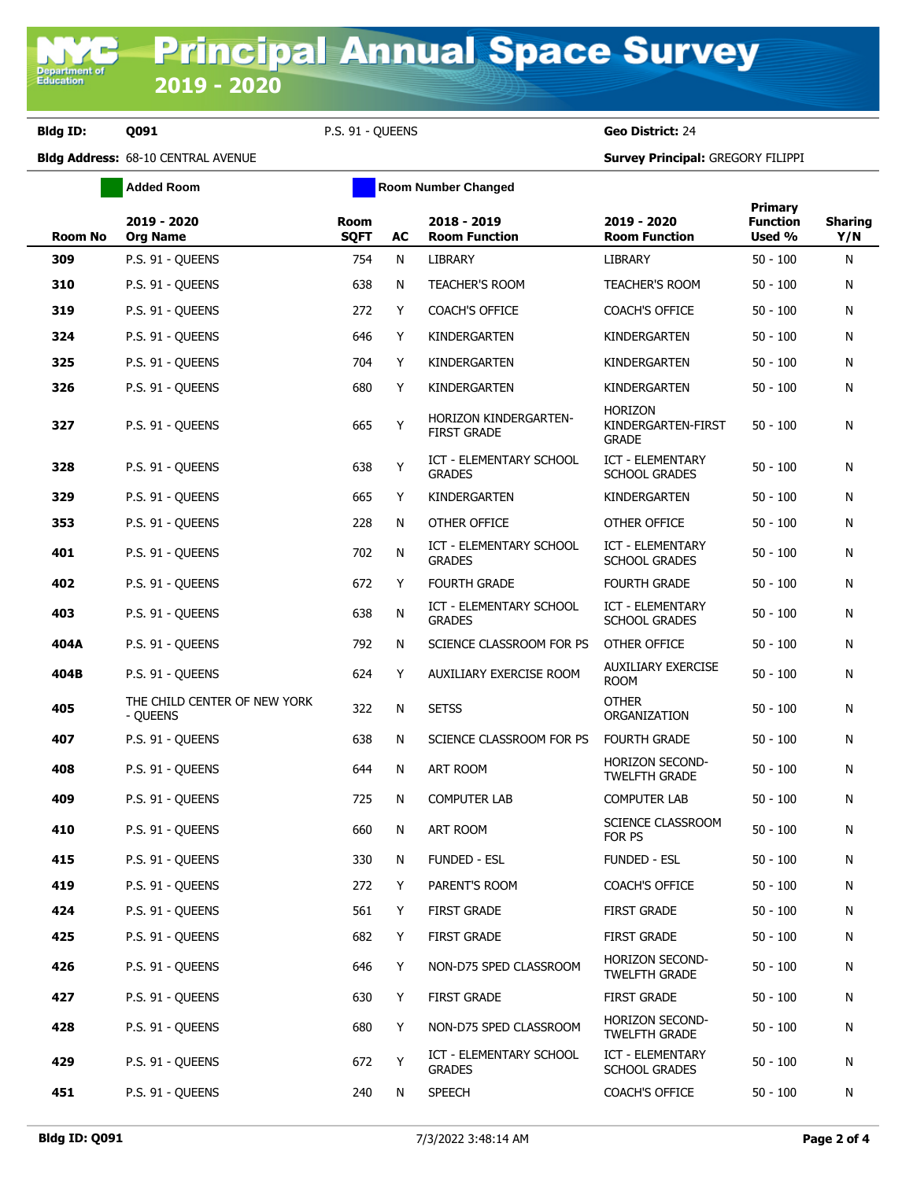# Principal Annual Space Survey 2019 - 2020

**Bldg ID:** Q091 P.S. 91 - QUEENS **Geo District:** 24

**Bldg Address:** 68-10 CENTRAL AVENUE **Survey Principal:** GREGORY FILIPPI

Added Room | Room Number Changed

| Room No | 2019 - 2020 Org Name | Room SQFT | AC | 2018 - 2019 Room Function | 2019 - 2020 Room Function | Primary Function Used % | Sharing Y/N |
|---|---|---|---|---|---|---|---|
| 309 | P.S. 91 - QUEENS | 754 | N | LIBRARY | LIBRARY | 50 - 100 | N |
| 310 | P.S. 91 - QUEENS | 638 | N | TEACHER'S ROOM | TEACHER'S ROOM | 50 - 100 | N |
| 319 | P.S. 91 - QUEENS | 272 | Y | COACH'S OFFICE | COACH'S OFFICE | 50 - 100 | N |
| 324 | P.S. 91 - QUEENS | 646 | Y | KINDERGARTEN | KINDERGARTEN | 50 - 100 | N |
| 325 | P.S. 91 - QUEENS | 704 | Y | KINDERGARTEN | KINDERGARTEN | 50 - 100 | N |
| 326 | P.S. 91 - QUEENS | 680 | Y | KINDERGARTEN | KINDERGARTEN | 50 - 100 | N |
| 327 | P.S. 91 - QUEENS | 665 | Y | HORIZON KINDERGARTEN-FIRST GRADE | HORIZON KINDERGARTEN-FIRST GRADE | 50 - 100 | N |
| 328 | P.S. 91 - QUEENS | 638 | Y | ICT - ELEMENTARY SCHOOL GRADES | ICT - ELEMENTARY SCHOOL GRADES | 50 - 100 | N |
| 329 | P.S. 91 - QUEENS | 665 | Y | KINDERGARTEN | KINDERGARTEN | 50 - 100 | N |
| 353 | P.S. 91 - QUEENS | 228 | N | OTHER OFFICE | OTHER OFFICE | 50 - 100 | N |
| 401 | P.S. 91 - QUEENS | 702 | N | ICT - ELEMENTARY SCHOOL GRADES | ICT - ELEMENTARY SCHOOL GRADES | 50 - 100 | N |
| 402 | P.S. 91 - QUEENS | 672 | Y | FOURTH GRADE | FOURTH GRADE | 50 - 100 | N |
| 403 | P.S. 91 - QUEENS | 638 | N | ICT - ELEMENTARY SCHOOL GRADES | ICT - ELEMENTARY SCHOOL GRADES | 50 - 100 | N |
| 404A | P.S. 91 - QUEENS | 792 | N | SCIENCE CLASSROOM FOR PS | OTHER OFFICE | 50 - 100 | N |
| 404B | P.S. 91 - QUEENS | 624 | Y | AUXILIARY EXERCISE ROOM | AUXILIARY EXERCISE ROOM | 50 - 100 | N |
| 405 | THE CHILD CENTER OF NEW YORK - QUEENS | 322 | N | SETSS | OTHER ORGANIZATION | 50 - 100 | N |
| 407 | P.S. 91 - QUEENS | 638 | N | SCIENCE CLASSROOM FOR PS | FOURTH GRADE | 50 - 100 | N |
| 408 | P.S. 91 - QUEENS | 644 | N | ART ROOM | HORIZON SECOND-TWELFTH GRADE | 50 - 100 | N |
| 409 | P.S. 91 - QUEENS | 725 | N | COMPUTER LAB | COMPUTER LAB | 50 - 100 | N |
| 410 | P.S. 91 - QUEENS | 660 | N | ART ROOM | SCIENCE CLASSROOM FOR PS | 50 - 100 | N |
| 415 | P.S. 91 - QUEENS | 330 | N | FUNDED - ESL | FUNDED - ESL | 50 - 100 | N |
| 419 | P.S. 91 - QUEENS | 272 | Y | PARENT'S ROOM | COACH'S OFFICE | 50 - 100 | N |
| 424 | P.S. 91 - QUEENS | 561 | Y | FIRST GRADE | FIRST GRADE | 50 - 100 | N |
| 425 | P.S. 91 - QUEENS | 682 | Y | FIRST GRADE | FIRST GRADE | 50 - 100 | N |
| 426 | P.S. 91 - QUEENS | 646 | Y | NON-D75 SPED CLASSROOM | HORIZON SECOND-TWELFTH GRADE | 50 - 100 | N |
| 427 | P.S. 91 - QUEENS | 630 | Y | FIRST GRADE | FIRST GRADE | 50 - 100 | N |
| 428 | P.S. 91 - QUEENS | 680 | Y | NON-D75 SPED CLASSROOM | HORIZON SECOND-TWELFTH GRADE | 50 - 100 | N |
| 429 | P.S. 91 - QUEENS | 672 | Y | ICT - ELEMENTARY SCHOOL GRADES | ICT - ELEMENTARY SCHOOL GRADES | 50 - 100 | N |
| 451 | P.S. 91 - QUEENS | 240 | N | SPEECH | COACH'S OFFICE | 50 - 100 | N |

Bldg ID: Q091 7/3/2022 3:48:14 AM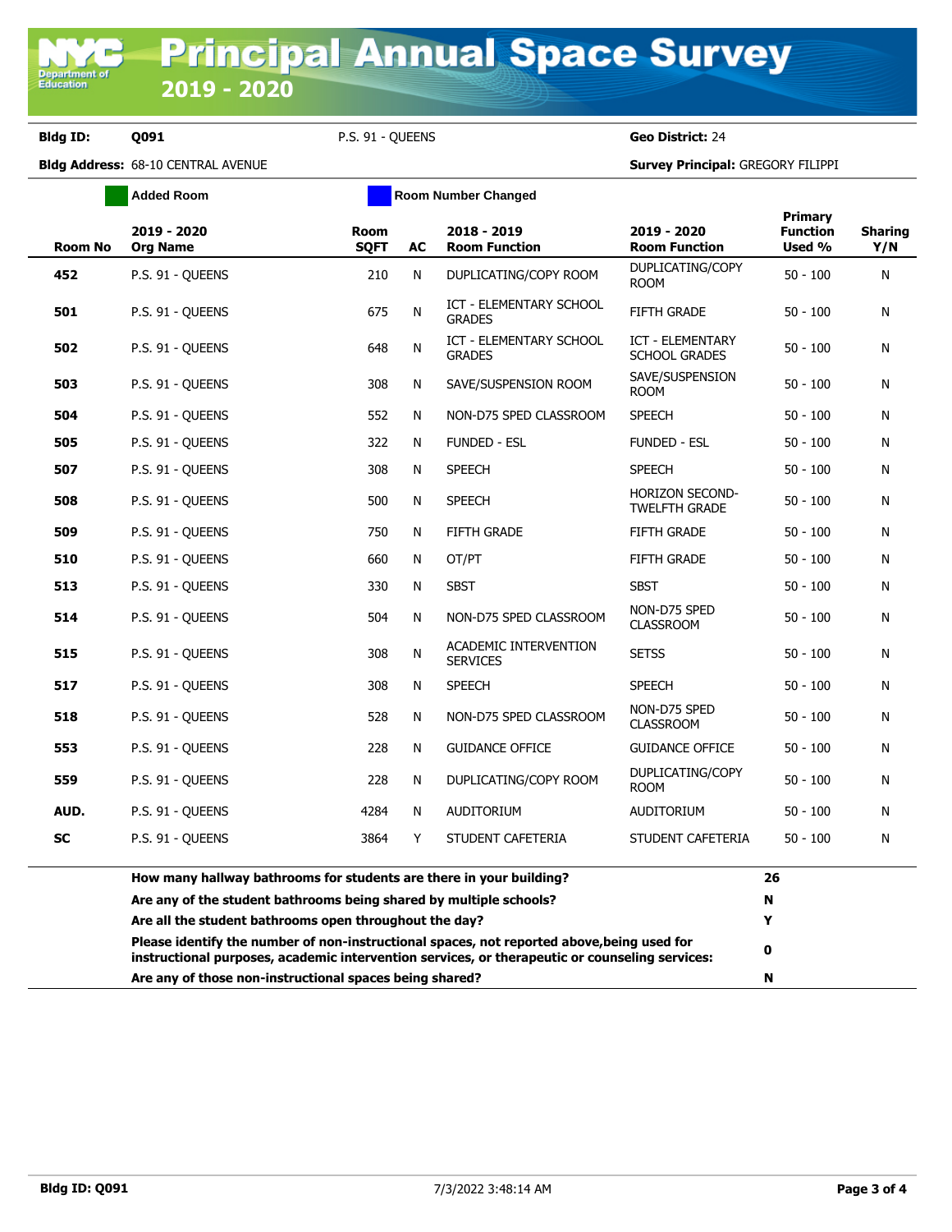# Principal Annual Space Survey

## 2019 - 2020

**Bldg ID:** Q091 P.S. 91 - QUEENS **Geo District:** 24

**Bldg Address:** 68-10 CENTRAL AVENUE **Survey Principal:** GREGORY FILIPPI

Added Room | Room Number Changed

| Room No | 2019 - 2020 Org Name | Room SQFT | AC | 2018 - 2019 Room Function | 2019 - 2020 Room Function | Primary Function Used % | Sharing Y/N |
|---|---|---|---|---|---|---|---|
| 452 | P.S. 91 - QUEENS | 210 | N | DUPLICATING/COPY ROOM | DUPLICATING/COPY ROOM | 50 - 100 | N |
| 501 | P.S. 91 - QUEENS | 675 | N | ICT - ELEMENTARY SCHOOL GRADES | FIFTH GRADE | 50 - 100 | N |
| 502 | P.S. 91 - QUEENS | 648 | N | ICT - ELEMENTARY SCHOOL GRADES | ICT - ELEMENTARY SCHOOL GRADES | 50 - 100 | N |
| 503 | P.S. 91 - QUEENS | 308 | N | SAVE/SUSPENSION ROOM | SAVE/SUSPENSION ROOM | 50 - 100 | N |
| 504 | P.S. 91 - QUEENS | 552 | N | NON-D75 SPED CLASSROOM | SPEECH | 50 - 100 | N |
| 505 | P.S. 91 - QUEENS | 322 | N | FUNDED - ESL | FUNDED - ESL | 50 - 100 | N |
| 507 | P.S. 91 - QUEENS | 308 | N | SPEECH | SPEECH | 50 - 100 | N |
| 508 | P.S. 91 - QUEENS | 500 | N | SPEECH | HORIZON SECOND-TWELFTH GRADE | 50 - 100 | N |
| 509 | P.S. 91 - QUEENS | 750 | N | FIFTH GRADE | FIFTH GRADE | 50 - 100 | N |
| 510 | P.S. 91 - QUEENS | 660 | N | OT/PT | FIFTH GRADE | 50 - 100 | N |
| 513 | P.S. 91 - QUEENS | 330 | N | SBST | SBST | 50 - 100 | N |
| 514 | P.S. 91 - QUEENS | 504 | N | NON-D75 SPED CLASSROOM | NON-D75 SPED CLASSROOM | 50 - 100 | N |
| 515 | P.S. 91 - QUEENS | 308 | N | ACADEMIC INTERVENTION SERVICES | SETSS | 50 - 100 | N |
| 517 | P.S. 91 - QUEENS | 308 | N | SPEECH | SPEECH | 50 - 100 | N |
| 518 | P.S. 91 - QUEENS | 528 | N | NON-D75 SPED CLASSROOM | NON-D75 SPED CLASSROOM | 50 - 100 | N |
| 553 | P.S. 91 - QUEENS | 228 | N | GUIDANCE OFFICE | GUIDANCE OFFICE | 50 - 100 | N |
| 559 | P.S. 91 - QUEENS | 228 | N | DUPLICATING/COPY ROOM | DUPLICATING/COPY ROOM | 50 - 100 | N |
| AUD. | P.S. 91 - QUEENS | 4284 | N | AUDITORIUM | AUDITORIUM | 50 - 100 | N |
| SC | P.S. 91 - QUEENS | 3864 | Y | STUDENT CAFETERIA | STUDENT CAFETERIA | 50 - 100 | N |

| Question | Answer |
|---|---|
| **How many hallway bathrooms for students are there in your building?** | **26** |
| **Are any of the student bathrooms being shared by multiple schools?** | **N** |
| **Are all the student bathrooms open throughout the day?** | **Y** |
| **Please identify the number of non-instructional spaces, not reported above,being used for instructional purposes, academic intervention services, or therapeutic or counseling services:** | **0** |
| **Are any of those non-instructional spaces being shared?** | **N** |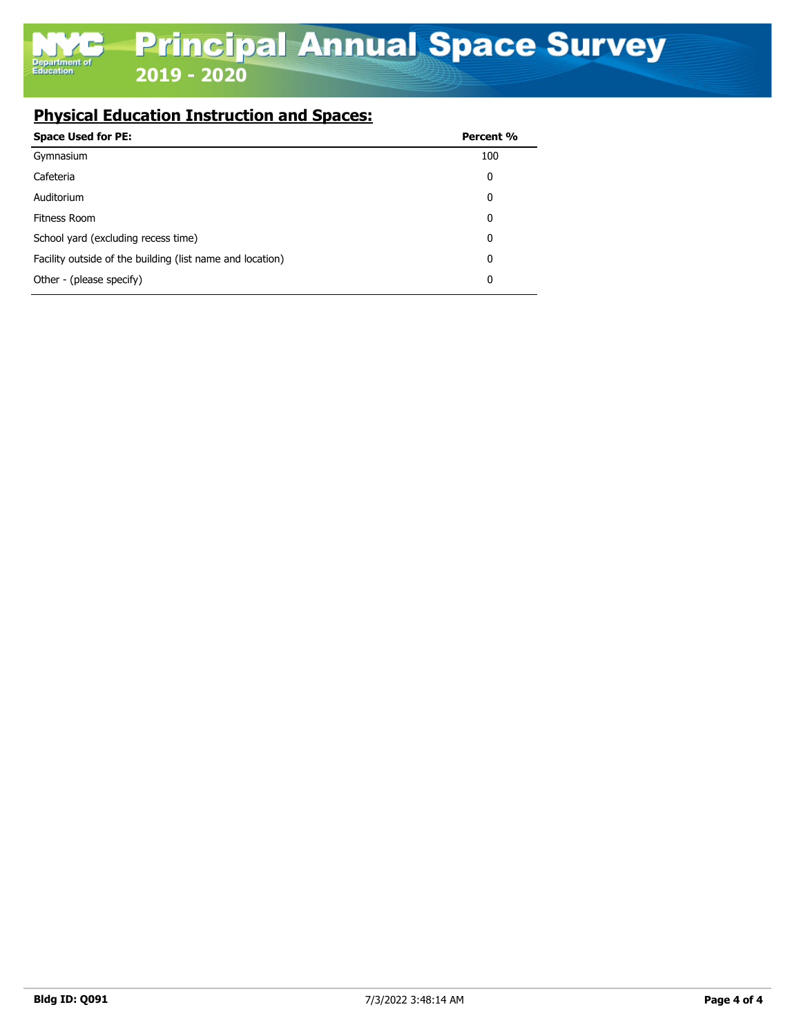## Physical Education Instruction and Spaces:

| Space Used for PE: | Percent % |
|---|---|
| Gymnasium | 100 |
| Cafeteria | 0 |
| Auditorium | 0 |
| Fitness Room | 0 |
| School yard (excluding recess time) | 0 |
| Facility outside of the building (list name and location) | 0 |
| Other - (please specify) | 0 |